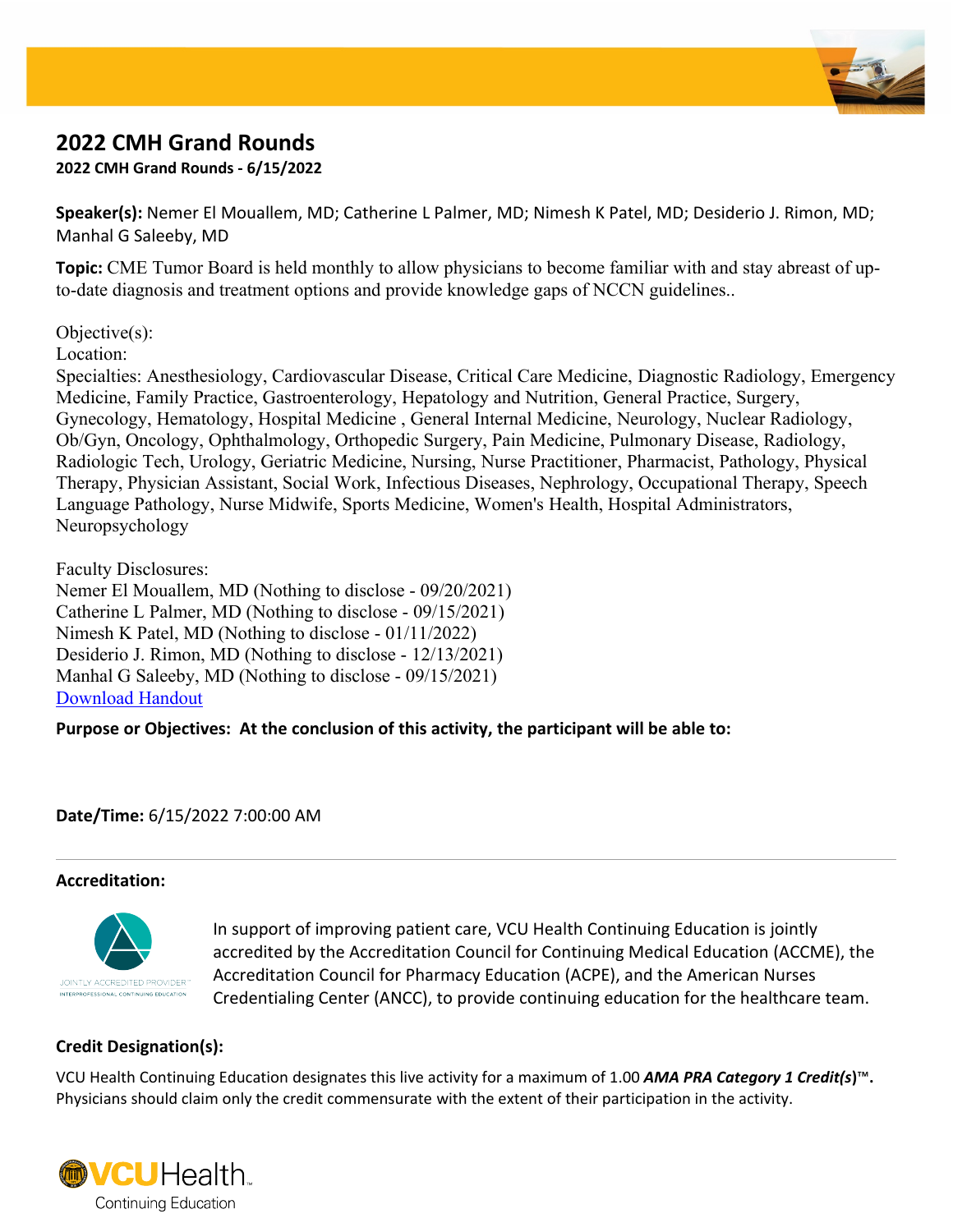# 2022 CMH Grand Rounds

**2022 CMH Grand Rounds - 6/15/2022**

**Speaker(s):** Nemer El Mouallem, MD; Catherine L Palmer, MD; Nimesh K Patel, MD; Desiderio J. Rimon, MD; Manhal G Saleeby, MD

**Topic:** CME Tumor Board is held monthly to allow physicians to become familiar with and stay abreast of up-to-date diagnosis and treatment options and provide knowledge gaps of NCCN guidelines..

Objective(s):
Location:
Specialties: Anesthesiology, Cardiovascular Disease, Critical Care Medicine, Diagnostic Radiology, Emergency Medicine, Family Practice, Gastroenterology, Hepatology and Nutrition, General Practice, Surgery, Gynecology, Hematology, Hospital Medicine , General Internal Medicine, Neurology, Nuclear Radiology, Ob/Gyn, Oncology, Ophthalmology, Orthopedic Surgery, Pain Medicine, Pulmonary Disease, Radiology, Radiologic Tech, Urology, Geriatric Medicine, Nursing, Nurse Practitioner, Pharmacist, Pathology, Physical Therapy, Physician Assistant, Social Work, Infectious Diseases, Nephrology, Occupational Therapy, Speech Language Pathology, Nurse Midwife, Sports Medicine, Women's Health, Hospital Administrators, Neuropsychology

Faculty Disclosures:
Nemer El Mouallem, MD (Nothing to disclose - 09/20/2021)
Catherine L Palmer, MD (Nothing to disclose - 09/15/2021)
Nimesh K Patel, MD (Nothing to disclose - 01/11/2022)
Desiderio J. Rimon, MD (Nothing to disclose - 12/13/2021)
Manhal G Saleeby, MD (Nothing to disclose - 09/15/2021)
Download Handout

**Purpose or Objectives: At the conclusion of this activity, the participant will be able to:**

**Date/Time:** 6/15/2022 7:00:00 AM

---

**Accreditation:**

JOINTLY ACCREDITED PROVIDER™
INTERPROFESSIONAL CONTINUING EDUCATION

In support of improving patient care, VCU Health Continuing Education is jointly accredited by the Accreditation Council for Continuing Medical Education (ACCME), the Accreditation Council for Pharmacy Education (ACPE), and the American Nurses Credentialing Center (ANCC), to provide continuing education for the healthcare team.

**Credit Designation(s):**

VCU Health Continuing Education designates this live activity for a maximum of 1.00 ***AMA PRA Category 1 Credit(s)*™.** Physicians should claim only the credit commensurate with the extent of their participation in the activity.

VCU Health
Continuing Education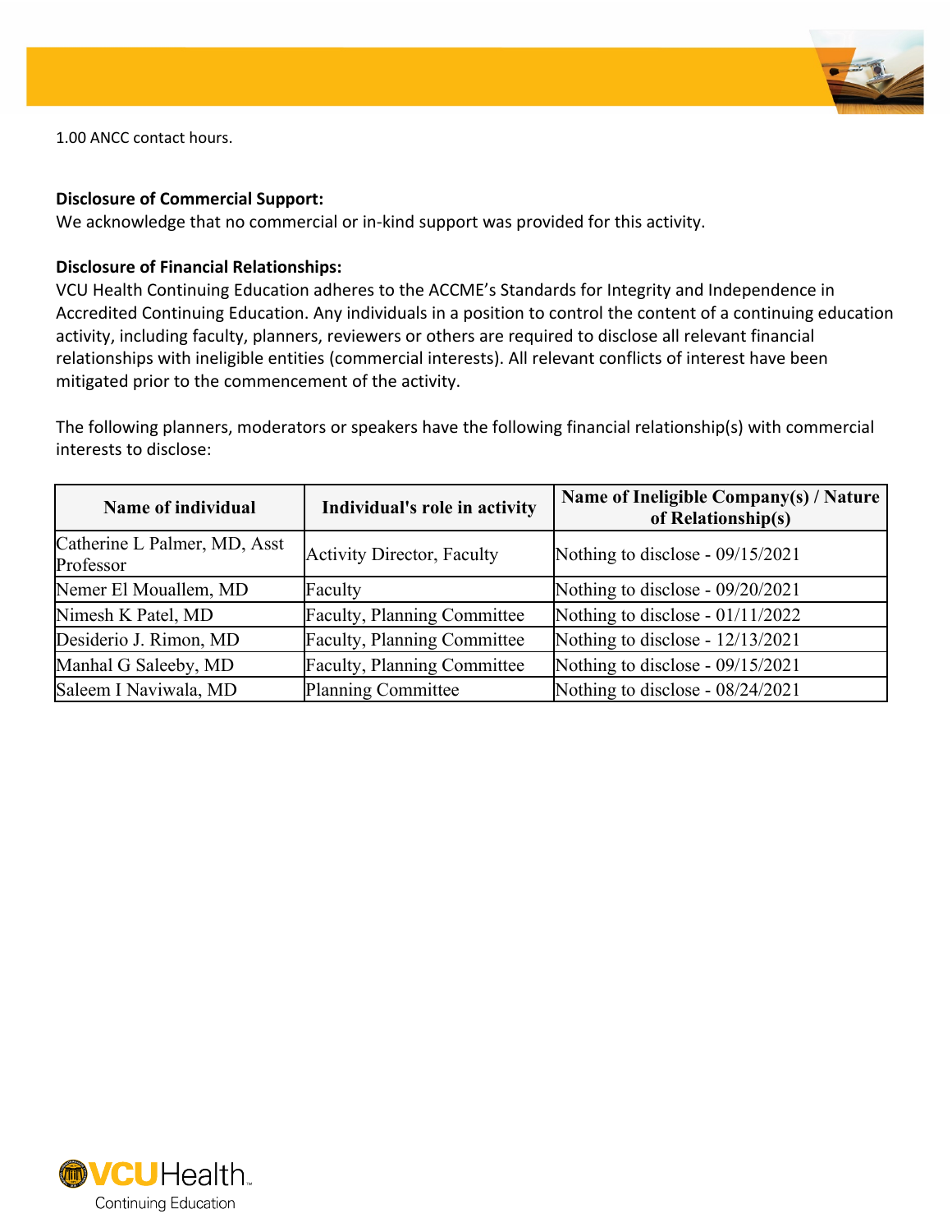1.00 ANCC contact hours.

**Disclosure of Commercial Support:**
We acknowledge that no commercial or in-kind support was provided for this activity.

**Disclosure of Financial Relationships:**
VCU Health Continuing Education adheres to the ACCME's Standards for Integrity and Independence in Accredited Continuing Education. Any individuals in a position to control the content of a continuing education activity, including faculty, planners, reviewers or others are required to disclose all relevant financial relationships with ineligible entities (commercial interests). All relevant conflicts of interest have been mitigated prior to the commencement of the activity.

The following planners, moderators or speakers have the following financial relationship(s) with commercial interests to disclose:

| Name of individual | Individual's role in activity | Name of Ineligible Company(s) / Nature of Relationship(s) |
|---|---|---|
| Catherine L Palmer, MD, Asst Professor | Activity Director, Faculty | Nothing to disclose - 09/15/2021 |
| Nemer El Mouallem, MD | Faculty | Nothing to disclose - 09/20/2021 |
| Nimesh K Patel, MD | Faculty, Planning Committee | Nothing to disclose - 01/11/2022 |
| Desiderio J. Rimon, MD | Faculty, Planning Committee | Nothing to disclose - 12/13/2021 |
| Manhal G Saleeby, MD | Faculty, Planning Committee | Nothing to disclose - 09/15/2021 |
| Saleem I Naviwala, MD | Planning Committee | Nothing to disclose - 08/24/2021 |